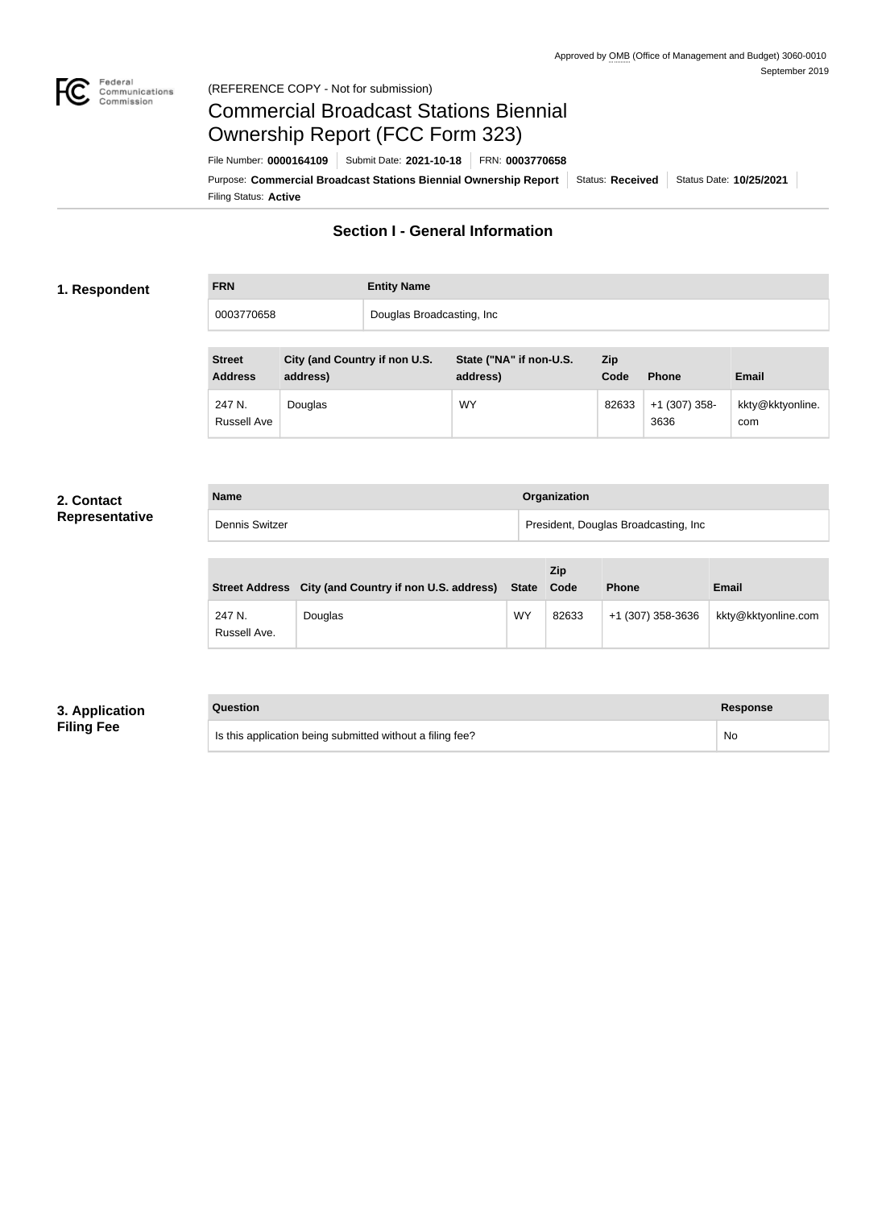Approved by OMB (Office of Management and Budget) 3060-0010
September 2019

(REFERENCE COPY - Not for submission)

# Commercial Broadcast Stations Biennial Ownership Report (FCC Form 323)

File Number: **0000164109** | Submit Date: **2021-10-18** | FRN: **0003770658**

Purpose: **Commercial Broadcast Stations Biennial Ownership Report** | Status: **Received** | Status Date: **10/25/2021**

Filing Status: **Active**

## Section I - General Information

### 1. Respondent

| FRN | Entity Name |
| --- | --- |
| 0003770658 | Douglas Broadcasting, Inc |

| Street Address | City (and Country if non U.S. address) | State ("NA" if non-U.S. address) | Zip Code | Phone | Email |
| --- | --- | --- | --- | --- | --- |
| 247 N. Russell Ave | Douglas | WY | 82633 | +1 (307) 358-3636 | kkty@kktyonline.com |

### 2. Contact Representative

| Name | Organization |
| --- | --- |
| Dennis Switzer | President, Douglas Broadcasting, Inc |

| Street Address | City (and Country if non U.S. address) | State | Zip Code | Phone | Email |
| --- | --- | --- | --- | --- | --- |
| 247 N. Russell Ave. | Douglas | WY | 82633 | +1 (307) 358-3636 | kkty@kktyonline.com |

### 3. Application Filing Fee

| Question | Response |
| --- | --- |
| Is this application being submitted without a filing fee? | No |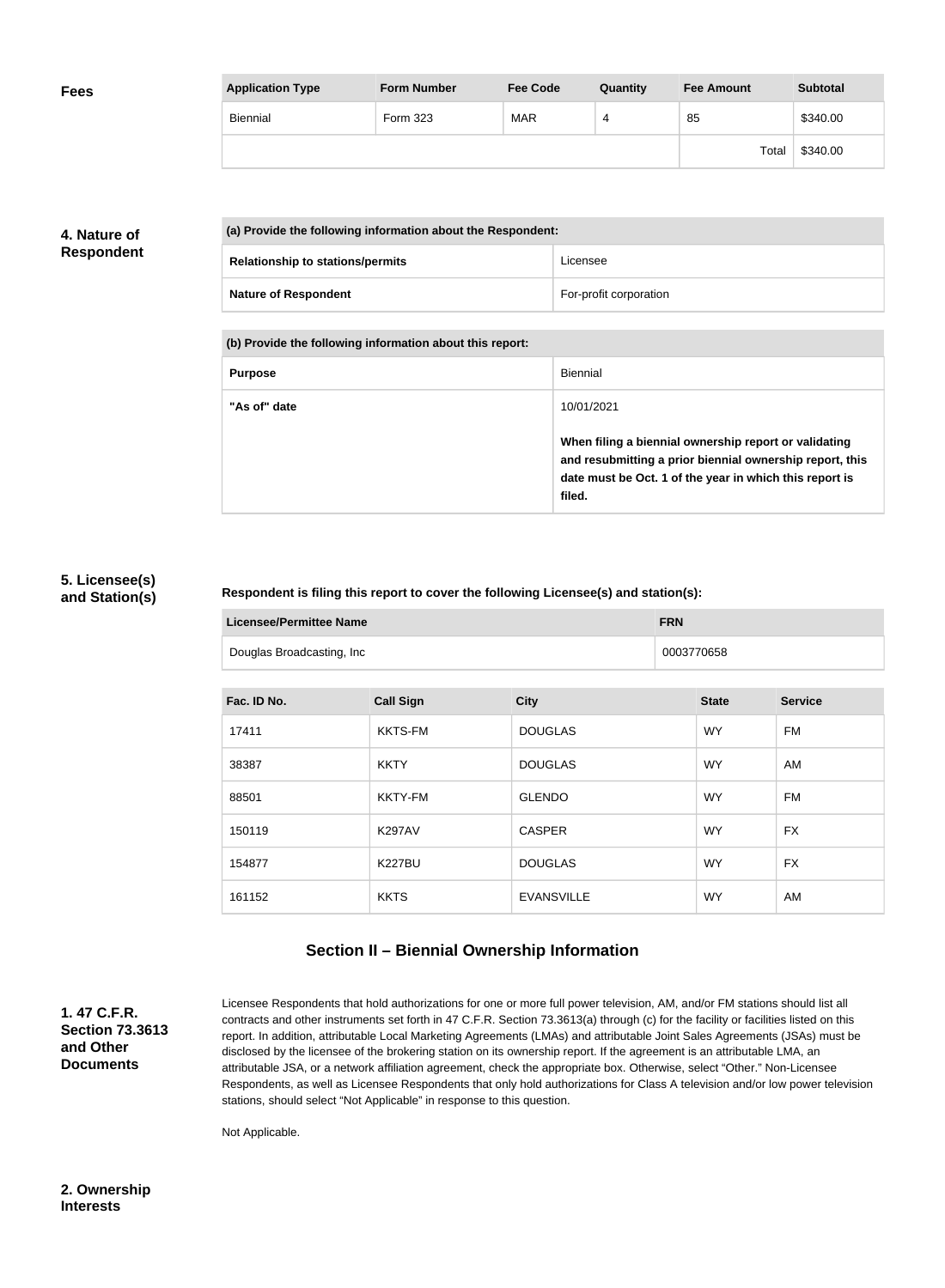## Fees

| Application Type | Form Number | Fee Code | Quantity | Fee Amount | Subtotal |
|---|---|---|---|---|---|
| Biennial | Form 323 | MAR | 4 | 85 | $340.00 |
| | | | | Total | $340.00 |

## 4. Nature of Respondent

| (a) Provide the following information about the Respondent: | |
|---|---|
| Relationship to stations/permits | Licensee |
| Nature of Respondent | For-profit corporation |

| (b) Provide the following information about this report: | |
|---|---|
| Purpose | Biennial |
| "As of" date | 10/01/2021<br><br>**When filing a biennial ownership report or validating and resubmitting a prior biennial ownership report, this date must be Oct. 1 of the year in which this report is filed.** |

## 5. Licensee(s) and Station(s)

**Respondent is filing this report to cover the following Licensee(s) and station(s):**

| Licensee/Permittee Name | FRN |
|---|---|
| Douglas Broadcasting, Inc | 0003770658 |

| Fac. ID No. | Call Sign | City | State | Service |
|---|---|---|---|---|
| 17411 | KKTS-FM | DOUGLAS | WY | FM |
| 38387 | KKTY | DOUGLAS | WY | AM |
| 88501 | KKTY-FM | GLENDO | WY | FM |
| 150119 | K297AV | CASPER | WY | FX |
| 154877 | K227BU | DOUGLAS | WY | FX |
| 161152 | KKTS | EVANSVILLE | WY | AM |

# Section II – Biennial Ownership Information

## 1. 47 C.F.R. Section 73.3613 and Other Documents

Licensee Respondents that hold authorizations for one or more full power television, AM, and/or FM stations should list all contracts and other instruments set forth in 47 C.F.R. Section 73.3613(a) through (c) for the facility or facilities listed on this report. In addition, attributable Local Marketing Agreements (LMAs) and attributable Joint Sales Agreements (JSAs) must be disclosed by the licensee of the brokering station on its ownership report. If the agreement is an attributable LMA, an attributable JSA, or a network affiliation agreement, check the appropriate box. Otherwise, select "Other." Non-Licensee Respondents, as well as Licensee Respondents that only hold authorizations for Class A television and/or low power television stations, should select "Not Applicable" in response to this question.

Not Applicable.

## 2. Ownership Interests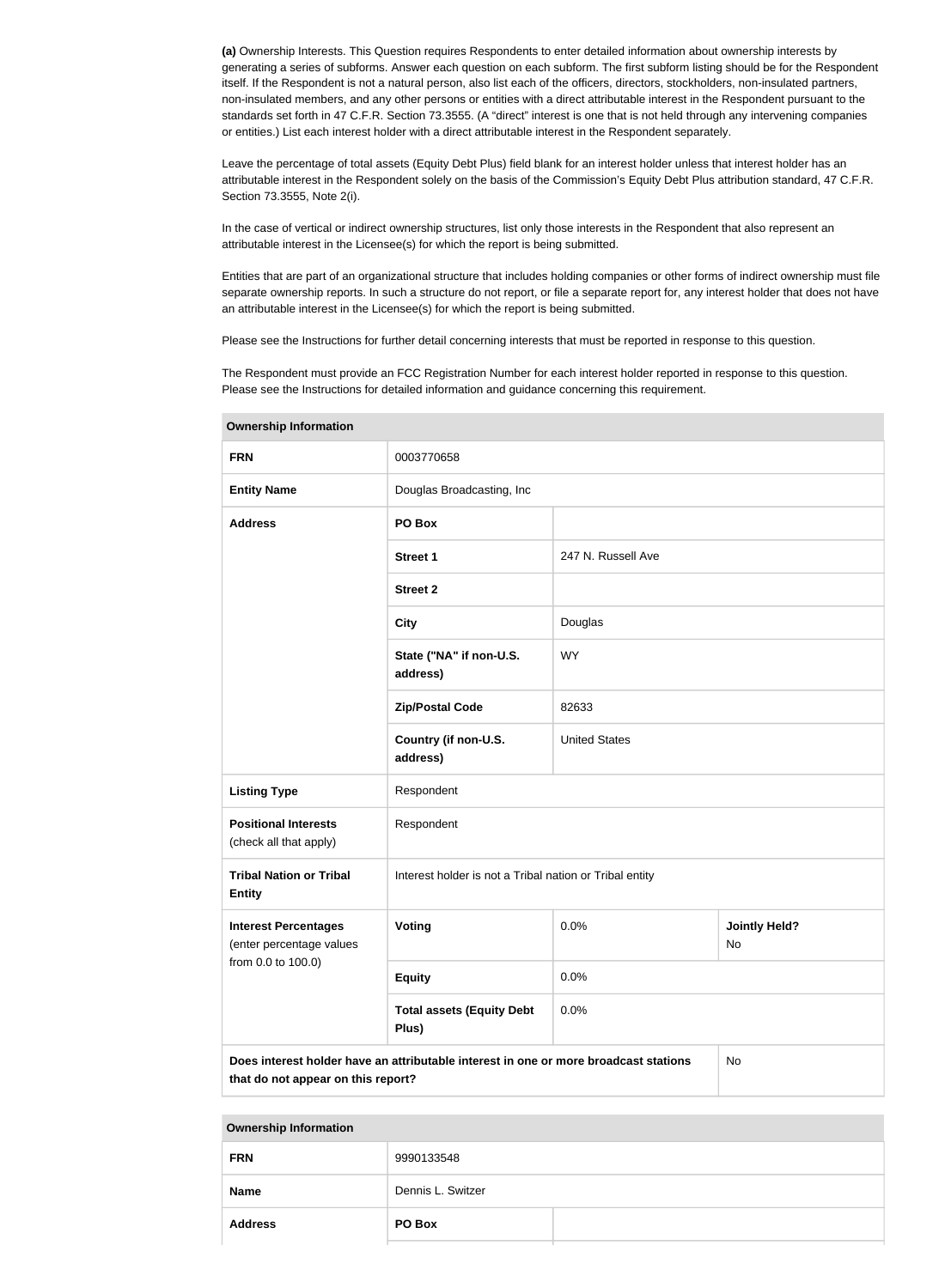**(a)** Ownership Interests. This Question requires Respondents to enter detailed information about ownership interests by generating a series of subforms. Answer each question on each subform. The first subform listing should be for the Respondent itself. If the Respondent is not a natural person, also list each of the officers, directors, stockholders, non-insulated partners, non-insulated members, and any other persons or entities with a direct attributable interest in the Respondent pursuant to the standards set forth in 47 C.F.R. Section 73.3555. (A "direct" interest is one that is not held through any intervening companies or entities.) List each interest holder with a direct attributable interest in the Respondent separately.

Leave the percentage of total assets (Equity Debt Plus) field blank for an interest holder unless that interest holder has an attributable interest in the Respondent solely on the basis of the Commission's Equity Debt Plus attribution standard, 47 C.F.R. Section 73.3555, Note 2(i).

In the case of vertical or indirect ownership structures, list only those interests in the Respondent that also represent an attributable interest in the Licensee(s) for which the report is being submitted.

Entities that are part of an organizational structure that includes holding companies or other forms of indirect ownership must file separate ownership reports. In such a structure do not report, or file a separate report for, any interest holder that does not have an attributable interest in the Licensee(s) for which the report is being submitted.

Please see the Instructions for further detail concerning interests that must be reported in response to this question.

The Respondent must provide an FCC Registration Number for each interest holder reported in response to this question. Please see the Instructions for detailed information and guidance concerning this requirement.

| Ownership Information | | | |
|---|---|---|---|
| **FRN** | 0003770658 | | |
| **Entity Name** | Douglas Broadcasting, Inc | | |
| **Address** | **PO Box** | | |
| | **Street 1** | 247 N. Russell Ave | |
| | **Street 2** | | |
| | **City** | Douglas | |
| | **State ("NA" if non-U.S. address)** | WY | |
| | **Zip/Postal Code** | 82633 | |
| | **Country (if non-U.S. address)** | United States | |
| **Listing Type** | Respondent | | |
| **Positional Interests** (check all that apply) | Respondent | | |
| **Tribal Nation or Tribal Entity** | Interest holder is not a Tribal nation or Tribal entity | | |
| **Interest Percentages** (enter percentage values from 0.0 to 100.0) | **Voting** | 0.0% | **Jointly Held?** No |
| | **Equity** | 0.0% | |
| | **Total assets (Equity Debt Plus)** | 0.0% | |
| **Does interest holder have an attributable interest in one or more broadcast stations that do not appear on this report?** | | | No |

| Ownership Information | | |
|---|---|---|
| **FRN** | 9990133548 | |
| **Name** | Dennis L. Switzer | |
| **Address** | **PO Box** | |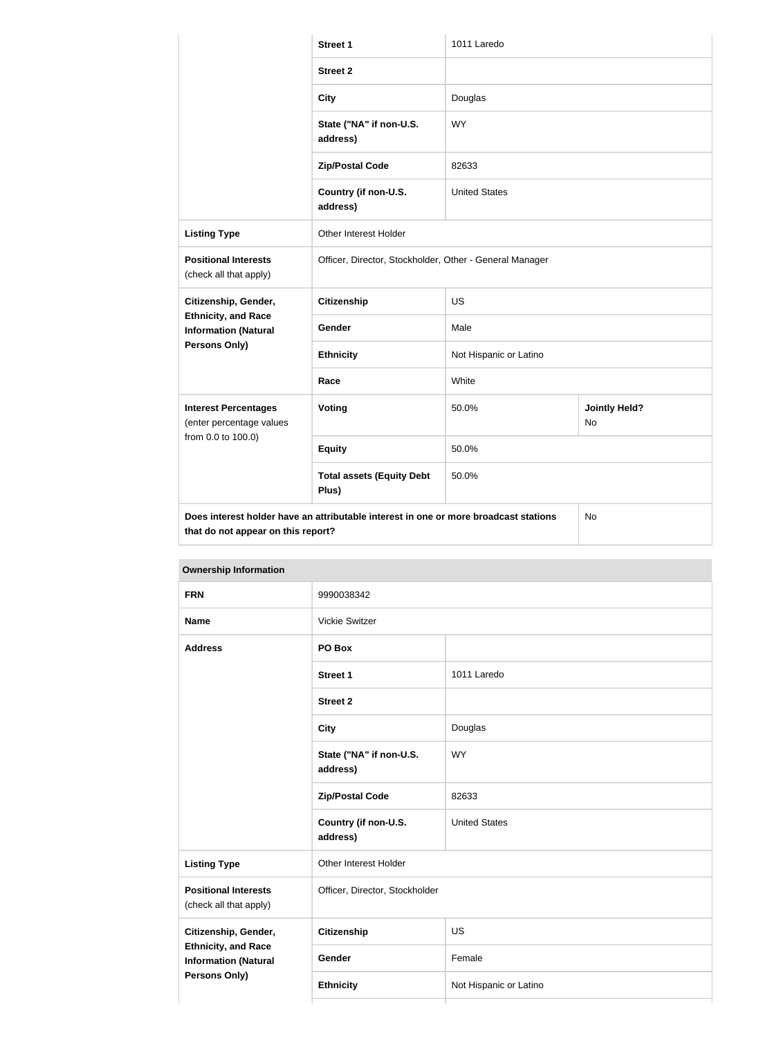| | | | |
|---|---|---|---|
| | **Street 1** | 1011 Laredo | |
| | **Street 2** | | |
| | **City** | Douglas | |
| | **State ("NA" if non-U.S. address)** | WY | |
| | **Zip/Postal Code** | 82633 | |
| | **Country (if non-U.S. address)** | United States | |
| **Listing Type** | Other Interest Holder | | |
| **Positional Interests** (check all that apply) | Officer, Director, Stockholder, Other - General Manager | | |
| **Citizenship, Gender, Ethnicity, and Race Information (Natural Persons Only)** | **Citizenship** | US | |
| | **Gender** | Male | |
| | **Ethnicity** | Not Hispanic or Latino | |
| | **Race** | White | |
| **Interest Percentages** (enter percentage values from 0.0 to 100.0) | **Voting** | 50.0% | **Jointly Held?** No |
| | **Equity** | 50.0% | |
| | **Total assets (Equity Debt Plus)** | 50.0% | |
| **Does interest holder have an attributable interest in one or more broadcast stations that do not appear on this report?** | | | No |

| **Ownership Information** | | |
|---|---|---|
| **FRN** | 9990038342 | |
| **Name** | Vickie Switzer | |
| **Address** | **PO Box** | |
| | **Street 1** | 1011 Laredo |
| | **Street 2** | |
| | **City** | Douglas |
| | **State ("NA" if non-U.S. address)** | WY |
| | **Zip/Postal Code** | 82633 |
| | **Country (if non-U.S. address)** | United States |
| **Listing Type** | Other Interest Holder | |
| **Positional Interests** (check all that apply) | Officer, Director, Stockholder | |
| **Citizenship, Gender, Ethnicity, and Race Information (Natural Persons Only)** | **Citizenship** | US |
| | **Gender** | Female |
| | **Ethnicity** | Not Hispanic or Latino |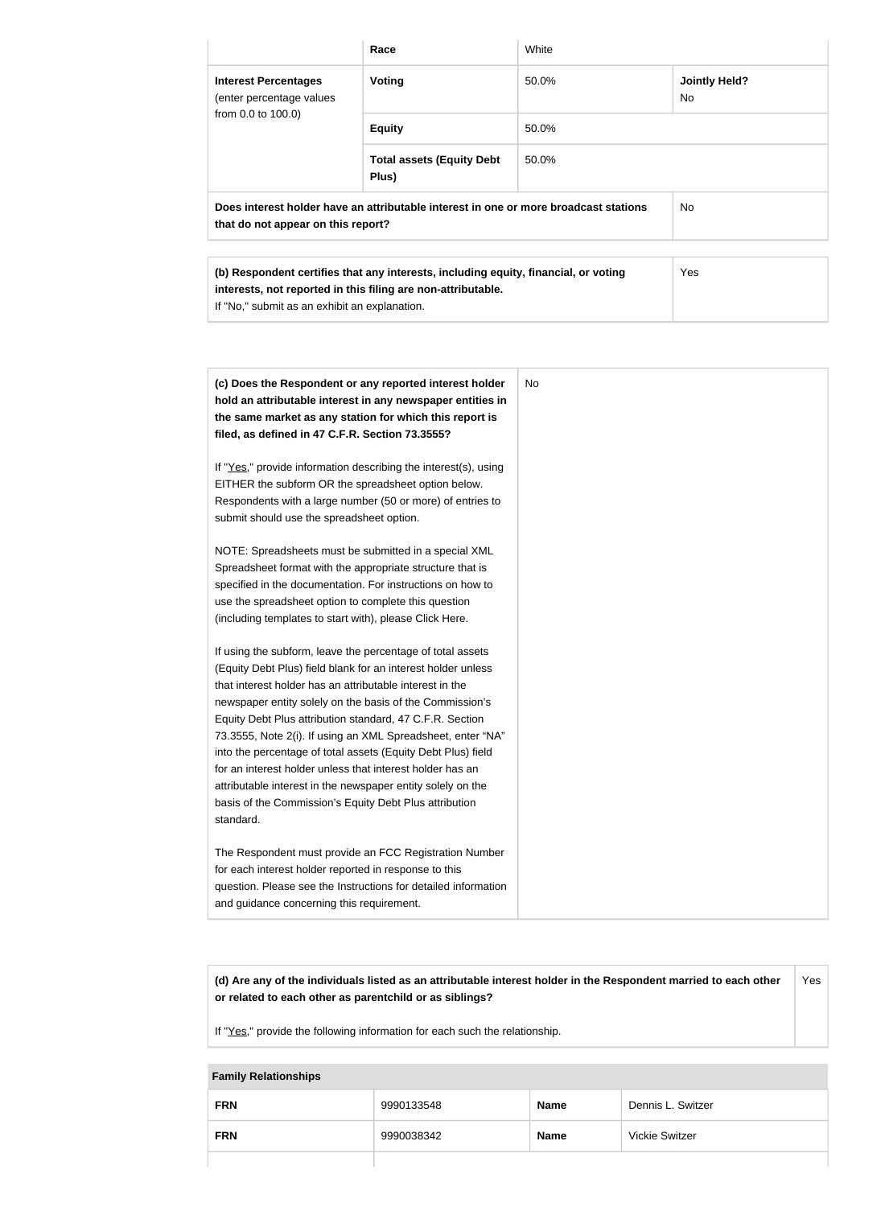| | | | |
|---|---|---|---|
| | **Race** | White | |
| **Interest Percentages** (enter percentage values from 0.0 to 100.0) | **Voting** | 50.0% | **Jointly Held?** No |
| | **Equity** | 50.0% | |
| | **Total assets (Equity Debt Plus)** | 50.0% | |
| **Does interest holder have an attributable interest in one or more broadcast stations that do not appear on this report?** | | | No |

| | |
|---|---|
| **(b) Respondent certifies that any interests, including equity, financial, or voting interests, not reported in this filing are non-attributable.** If "No," submit as an exhibit an explanation. | Yes |

| | |
|---|---|
| **(c) Does the Respondent or any reported interest holder hold an attributable interest in any newspaper entities in the same market as any station for which this report is filed, as defined in 47 C.F.R. Section 73.3555?**<br><br>If "Yes," provide information describing the interest(s), using EITHER the subform OR the spreadsheet option below. Respondents with a large number (50 or more) of entries to submit should use the spreadsheet option.<br><br>NOTE: Spreadsheets must be submitted in a special XML Spreadsheet format with the appropriate structure that is specified in the documentation. For instructions on how to use the spreadsheet option to complete this question (including templates to start with), please Click Here.<br><br>If using the subform, leave the percentage of total assets (Equity Debt Plus) field blank for an interest holder unless that interest holder has an attributable interest in the newspaper entity solely on the basis of the Commission's Equity Debt Plus attribution standard, 47 C.F.R. Section 73.3555, Note 2(i). If using an XML Spreadsheet, enter "NA" into the percentage of total assets (Equity Debt Plus) field for an interest holder unless that interest holder has an attributable interest in the newspaper entity solely on the basis of the Commission's Equity Debt Plus attribution standard.<br><br>The Respondent must provide an FCC Registration Number for each interest holder reported in response to this question. Please see the Instructions for detailed information and guidance concerning this requirement. | No |

| | |
|---|---|
| **(d) Are any of the individuals listed as an attributable interest holder in the Respondent married to each other or related to each other as parentchild or as siblings?**<br><br>If "Yes," provide the following information for each such the relationship. | Yes |

**Family Relationships**

| | | | |
|---|---|---|---|
| **FRN** | 9990133548 | **Name** | Dennis L. Switzer |
| **FRN** | 9990038342 | **Name** | Vickie Switzer |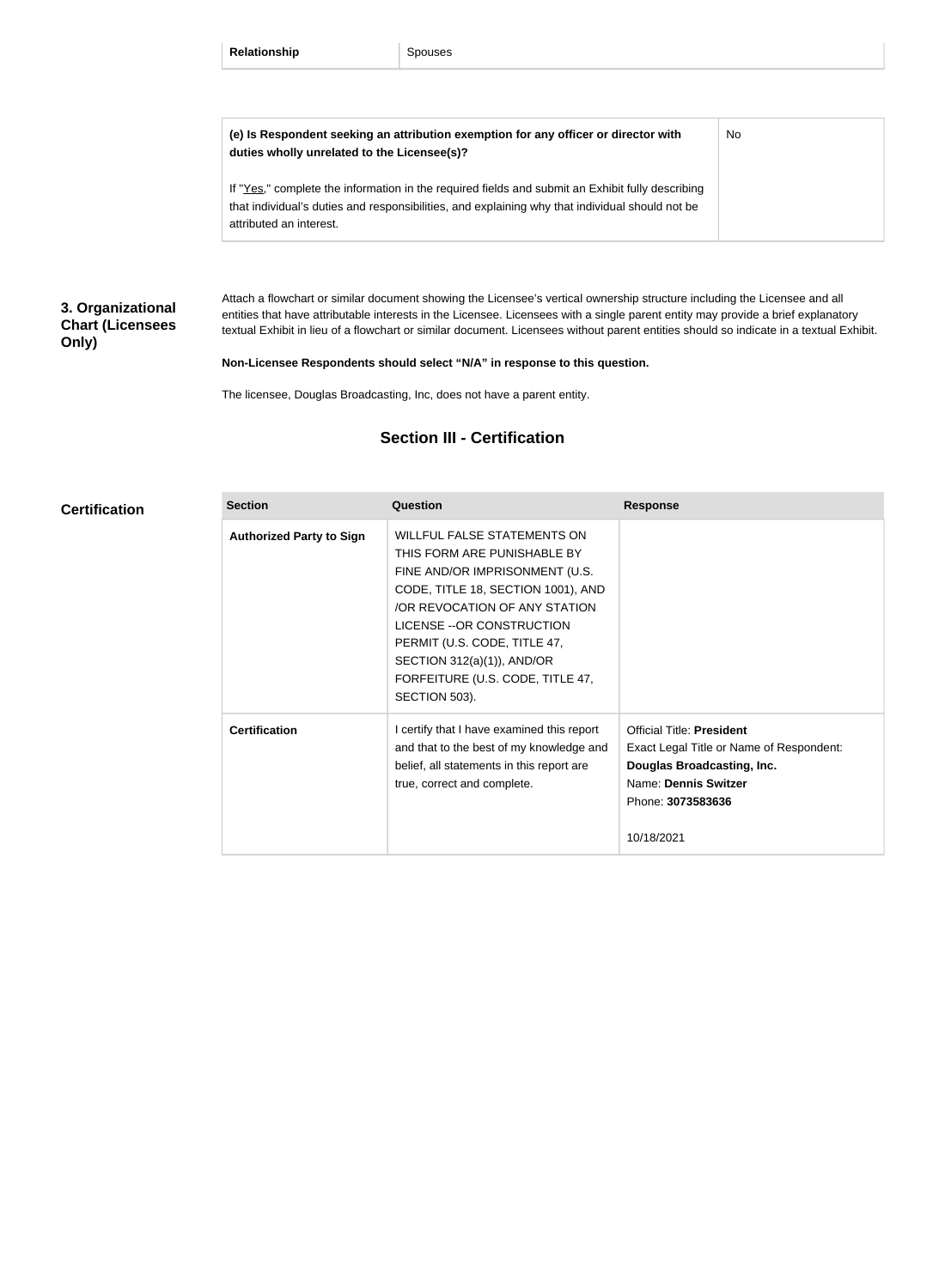| | |
|---|---|
| **Relationship** | Spouses |

| | |
|---|---|
| **(e) Is Respondent seeking an attribution exemption for any officer or director with duties wholly unrelated to the Licensee(s)?**<br><br>If "Yes," complete the information in the required fields and submit an Exhibit fully describing that individual's duties and responsibilities, and explaining why that individual should not be attributed an interest. | No |

### 3. Organizational Chart (Licensees Only)

Attach a flowchart or similar document showing the Licensee's vertical ownership structure including the Licensee and all entities that have attributable interests in the Licensee. Licensees with a single parent entity may provide a brief explanatory textual Exhibit in lieu of a flowchart or similar document. Licensees without parent entities should so indicate in a textual Exhibit.

**Non-Licensee Respondents should select "N/A" in response to this question.**

The licensee, Douglas Broadcasting, Inc, does not have a parent entity.

## Section III - Certification

### Certification

| Section | Question | Response |
|---|---|---|
| **Authorized Party to Sign** | WILLFUL FALSE STATEMENTS ON THIS FORM ARE PUNISHABLE BY FINE AND/OR IMPRISONMENT (U.S. CODE, TITLE 18, SECTION 1001), AND /OR REVOCATION OF ANY STATION LICENSE --OR CONSTRUCTION PERMIT (U.S. CODE, TITLE 47, SECTION 312(a)(1)), AND/OR FORFEITURE (U.S. CODE, TITLE 47, SECTION 503). | |
| **Certification** | I certify that I have examined this report and that to the best of my knowledge and belief, all statements in this report are true, correct and complete. | Official Title: **President**<br>Exact Legal Title or Name of Respondent: **Douglas Broadcasting, Inc.**<br>Name: **Dennis Switzer**<br>Phone: **3073583636**<br><br>10/18/2021 |